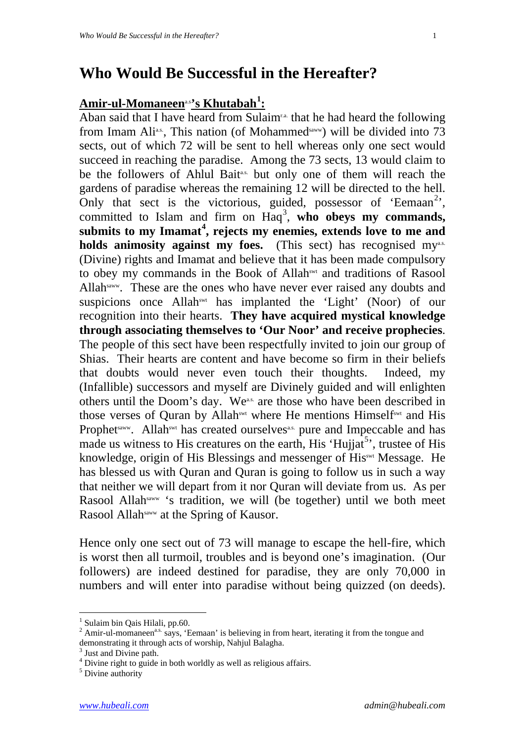# Who Would Be Successful in the Hereafter?

## Amir-ul-Momaneen[a.s]'s Khutabah[1]:

Aban said that I have heard from Sulaim[r.a.] that he had heard the following from Imam Ali[a.s.], This nation (of Mohammed[saww]) will be divided into 73 sects, out of which 72 will be sent to hell whereas only one sect would succeed in reaching the paradise. Among the 73 sects, 13 would claim to be the followers of Ahlul Bait[a.s.] but only one of them will reach the gardens of paradise whereas the remaining 12 will be directed to the hell. Only that sect is the victorious, guided, possessor of 'Eemaan[2]', committed to Islam and firm on Haq[3], **who obeys my commands, submits to my Imamat[4], rejects my enemies, extends love to me and holds animosity against my foes.** (This sect) has recognised my[a.s.] (Divine) rights and Imamat and believe that it has been made compulsory to obey my commands in the Book of Allah[swt] and traditions of Rasool Allah[saww]. These are the ones who have never ever raised any doubts and suspicions once Allah[swt] has implanted the 'Light' (Noor) of our recognition into their hearts. **They have acquired mystical knowledge through associating themselves to 'Our Noor' and receive prophecies**. The people of this sect have been respectfully invited to join our group of Shias. Their hearts are content and have become so firm in their beliefs that doubts would never even touch their thoughts. Indeed, my (Infallible) successors and myself are Divinely guided and will enlighten others until the Doom's day. We[a.s.] are those who have been described in those verses of Quran by Allah[swt] where He mentions Himself[swt] and His Prophet[saww]. Allah[swt] has created ourselves[a.s.] pure and Impeccable and has made us witness to His creatures on the earth, His 'Hujjat[5]', trustee of His knowledge, origin of His Blessings and messenger of His[swt] Message. He has blessed us with Quran and Quran is going to follow us in such a way that neither we will depart from it nor Quran will deviate from us. As per Rasool Allah[saww] 's tradition, we will (be together) until we both meet Rasool Allah[saww] at the Spring of Kausor.

Hence only one sect out of 73 will manage to escape the hell-fire, which is worst then all turmoil, troubles and is beyond one's imagination. (Our followers) are indeed destined for paradise, they are only 70,000 in numbers and will enter into paradise without being quizzed (on deeds).

---

[1] Sulaim bin Qais Hilali, pp.60.

[2] Amir-ul-momaneen[a.s.] says, 'Eemaan' is believing in from heart, iterating it from the tongue and demonstrating it through acts of worship, Nahjul Balagha.

[3] Just and Divine path.

[4] Divine right to guide in both worldly as well as religious affairs.

[5] Divine authority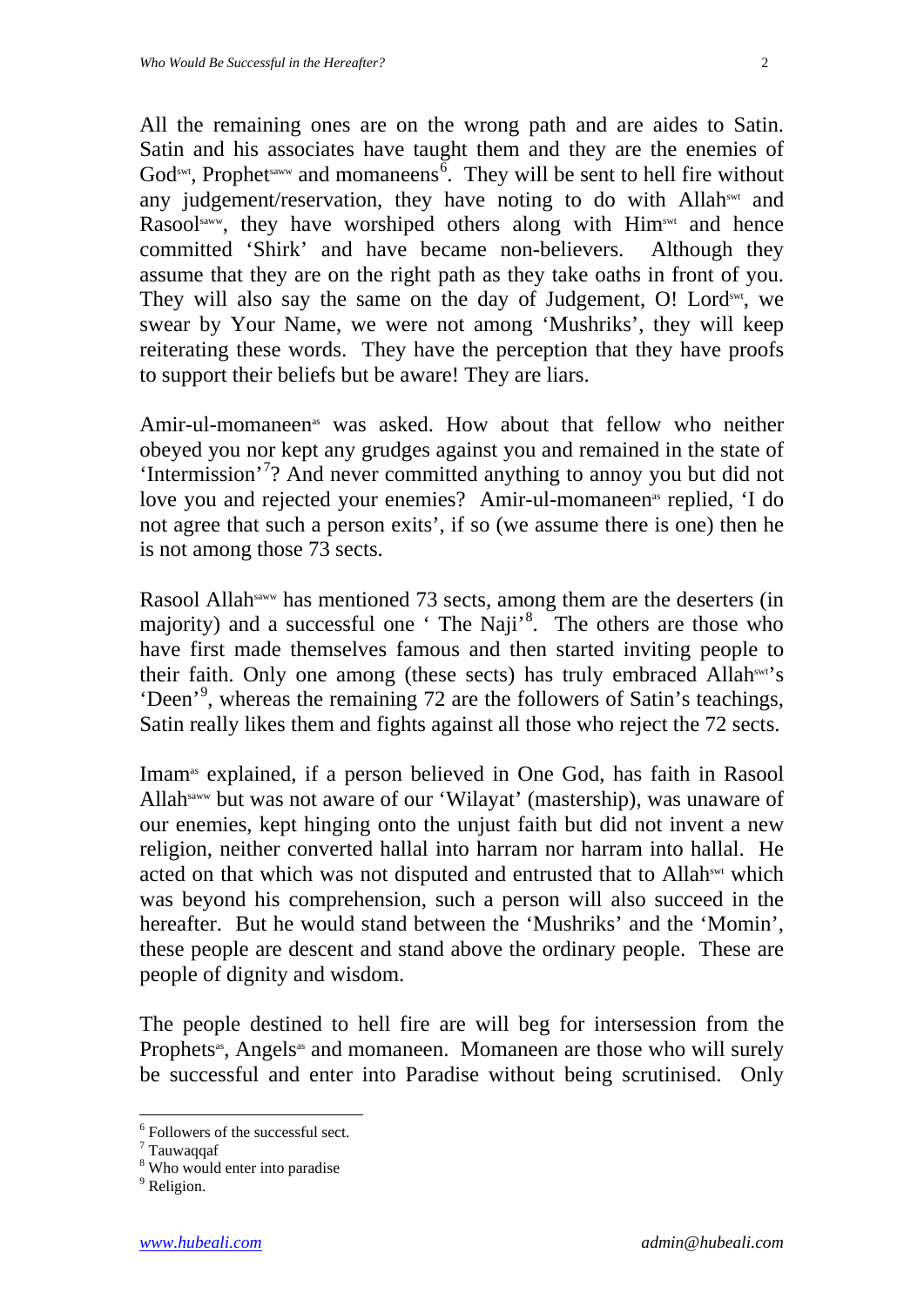All the remaining ones are on the wrong path and are aides to Satin. Satin and his associates have taught them and they are the enemies of God[swt], Prophet[saww] and momaneens[6]. They will be sent to hell fire without any judgement/reservation, they have noting to do with Allah[swt] and Rasool[saww], they have worshiped others along with Him[swt] and hence committed 'Shirk' and have became non-believers. Although they assume that they are on the right path as they take oaths in front of you. They will also say the same on the day of Judgement, O! Lord[swt], we swear by Your Name, we were not among 'Mushriks', they will keep reiterating these words. They have the perception that they have proofs to support their beliefs but be aware! They are liars.

Amir-ul-momaneen[as] was asked. How about that fellow who neither obeyed you nor kept any grudges against you and remained in the state of 'Intermission'[7]? And never committed anything to annoy you but did not love you and rejected your enemies? Amir-ul-momaneen[as] replied, 'I do not agree that such a person exits', if so (we assume there is one) then he is not among those 73 sects.

Rasool Allah[saww] has mentioned 73 sects, among them are the deserters (in majority) and a successful one ' The Naji'[8]. The others are those who have first made themselves famous and then started inviting people to their faith. Only one among (these sects) has truly embraced Allah[swt]'s 'Deen'[9], whereas the remaining 72 are the followers of Satin's teachings, Satin really likes them and fights against all those who reject the 72 sects.

Imam[as] explained, if a person believed in One God, has faith in Rasool Allah[saww] but was not aware of our 'Wilayat' (mastership), was unaware of our enemies, kept hinging onto the unjust faith but did not invent a new religion, neither converted hallal into harram nor harram into hallal. He acted on that which was not disputed and entrusted that to Allah[swt] which was beyond his comprehension, such a person will also succeed in the hereafter. But he would stand between the 'Mushriks' and the 'Momin', these people are descent and stand above the ordinary people. These are people of dignity and wisdom.

The people destined to hell fire are will beg for intersession from the Prophets[as], Angels[as] and momaneen. Momaneen are those who will surely be successful and enter into Paradise without being scrutinised. Only

---

[6] Followers of the successful sect.

[7] Tauwaqqaf

[8] Who would enter into paradise

[9] Religion.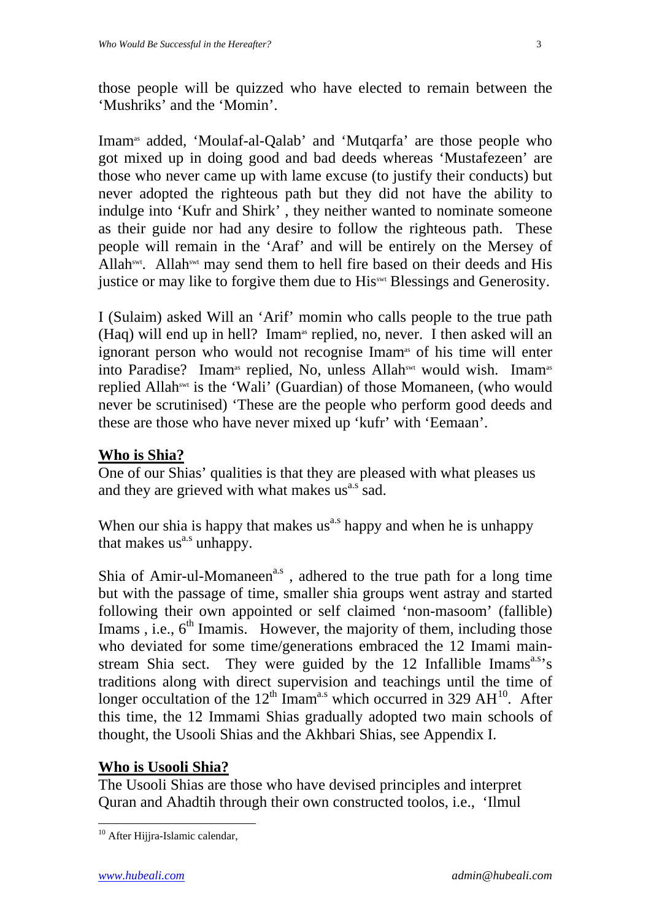those people will be quizzed who have elected to remain between the 'Mushriks' and the 'Momin'.

Imam[as] added, 'Moulaf-al-Qalab' and 'Mutqarfa' are those people who got mixed up in doing good and bad deeds whereas 'Mustafezeen' are those who never came up with lame excuse (to justify their conducts) but never adopted the righteous path but they did not have the ability to indulge into 'Kufr and Shirk' , they neither wanted to nominate someone as their guide nor had any desire to follow the righteous path. These people will remain in the 'Araf' and will be entirely on the Mersey of Allah[swt]. Allah[swt] may send them to hell fire based on their deeds and His justice or may like to forgive them due to His[swt] Blessings and Generosity.

I (Sulaim) asked Will an 'Arif' momin who calls people to the true path (Haq) will end up in hell? Imam[as] replied, no, never. I then asked will an ignorant person who would not recognise Imam[as] of his time will enter into Paradise? Imam[as] replied, No, unless Allah[swt] would wish. Imam[as] replied Allah[swt] is the 'Wali' (Guardian) of those Momaneen, (who would never be scrutinised) 'These are the people who perform good deeds and these are those who have never mixed up 'kufr' with 'Eemaan'.

## Who is Shia?

One of our Shias' qualities is that they are pleased with what pleases us and they are grieved with what makes us[a.s] sad.

When our shia is happy that makes us[a.s] happy and when he is unhappy that makes us[a.s] unhappy.

Shia of Amir-ul-Momaneen[a.s] , adhered to the true path for a long time but with the passage of time, smaller shia groups went astray and started following their own appointed or self claimed 'non-masoom' (fallible) Imams , i.e., 6th Imamis. However, the majority of them, including those who deviated for some time/generations embraced the 12 Imami main-stream Shia sect. They were guided by the 12 Infallible Imams[a.s]'s traditions along with direct supervision and teachings until the time of longer occultation of the 12th Imam[a.s] which occurred in 329 AH[10]. After this time, the 12 Immami Shias gradually adopted two main schools of thought, the Usooli Shias and the Akhbari Shias, see Appendix I.

## Who is Usooli Shia?

The Usooli Shias are those who have devised principles and interpret Quran and Ahadtih through their own constructed toolos, i.e., 'Ilmul

[10] After Hijjra-Islamic calendar,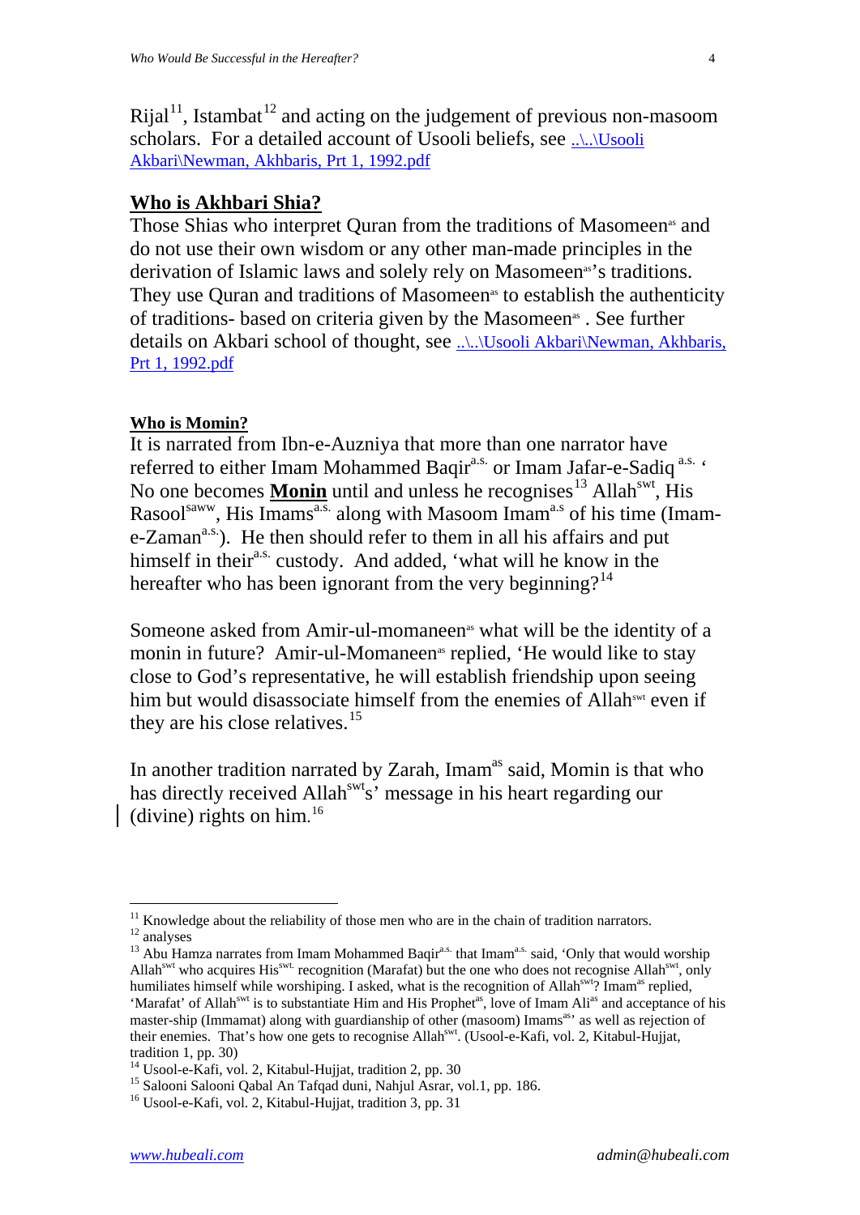Rijal[11], Istambat[12] and acting on the judgement of previous non-masoom scholars. For a detailed account of Usooli beliefs, see [..\..\Usooli Akbari\Newman, Akhbaris, Prt 1, 1992.pdf](..\..\Usooli Akbari\Newman, Akhbaris, Prt 1, 1992.pdf)

## **Who is Akhbari Shia?**

Those Shias who interpret Quran from the traditions of Masomeen[as] and do not use their own wisdom or any other man-made principles in the derivation of Islamic laws and solely rely on Masomeen[as]'s traditions. They use Quran and traditions of Masomeen[as] to establish the authenticity of traditions- based on criteria given by the Masomeen[as] . See further details on Akbari school of thought, see [..\..\Usooli Akbari\Newman, Akhbaris, Prt 1, 1992.pdf](..\..\Usooli Akbari\Newman, Akhbaris, Prt 1, 1992.pdf)

### **Who is Momin?**

It is narrated from Ibn-e-Auzniya that more than one narrator have referred to either Imam Mohammed Baqir[a.s.] or Imam Jafar-e-Sadiq [a.s.] ' No one becomes **Monin** until and unless he recognises[13] Allah[swt], His Rasool[saww], His Imams[a.s.] along with Masoom Imam[a.s] of his time (Imam-e-Zaman[a.s.]). He then should refer to them in all his affairs and put himself in their[a.s.] custody. And added, 'what will he know in the hereafter who has been ignorant from the very beginning?[14]

Someone asked from Amir-ul-momaneen[as] what will be the identity of a monin in future? Amir-ul-Momaneen[as] replied, 'He would like to stay close to God's representative, he will establish friendship upon seeing him but would disassociate himself from the enemies of Allah[swt] even if they are his close relatives.[15]

In another tradition narrated by Zarah, Imam[as] said, Momin is that who has directly received Allah[swt]s' message in his heart regarding our (divine) rights on him.[16]

---

[11] Knowledge about the reliability of those men who are in the chain of tradition narrators.

[12] analyses

[13] Abu Hamza narrates from Imam Mohammed Baqir[a.s.] that Imam[a.s.] said, 'Only that would worship Allah[swt] who acquires His[swt.] recognition (Marafat) but the one who does not recognise Allah[swt], only humiliates himself while worshiping. I asked, what is the recognition of Allah[swt]? Imam[as] replied, 'Marafat' of Allah[swt] is to substantiate Him and His Prophet[as], love of Imam Ali[as] and acceptance of his master-ship (Immamat) along with guardianship of other (masoom) Imams[as]' as well as rejection of their enemies. That's how one gets to recognise Allah[swt]. (Usool-e-Kafi, vol. 2, Kitabul-Hujjat, tradition 1, pp. 30)

[14] Usool-e-Kafi, vol. 2, Kitabul-Hujjat, tradition 2, pp. 30

[15] Salooni Salooni Qabal An Tafqad duni, Nahjul Asrar, vol.1, pp. 186.

[16] Usool-e-Kafi, vol. 2, Kitabul-Hujjat, tradition 3, pp. 31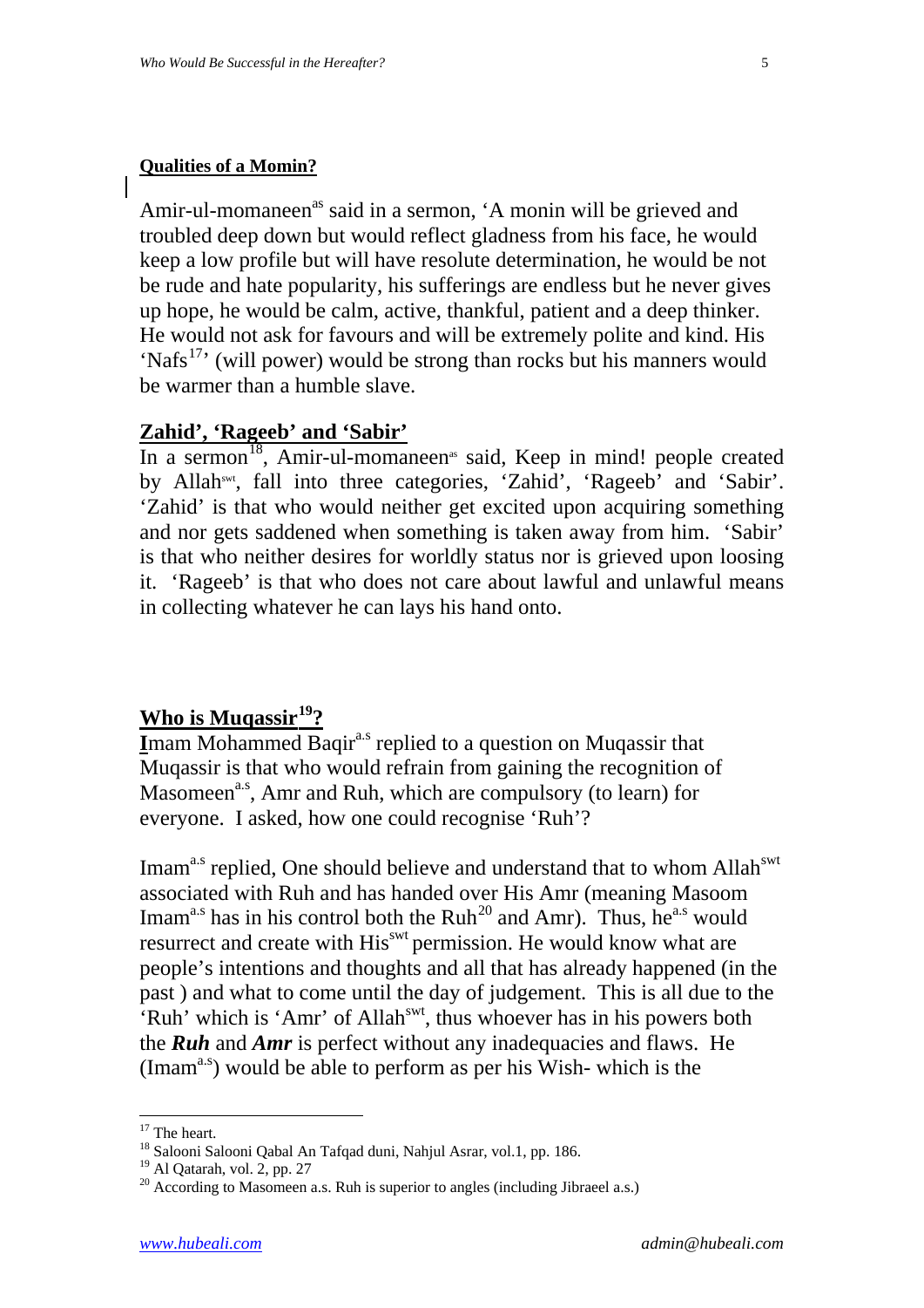**Qualities of a Momin?**

Amir-ul-momaneen[as] said in a sermon, 'A monin will be grieved and troubled deep down but would reflect gladness from his face, he would keep a low profile but will have resolute determination, he would be not be rude and hate popularity, his sufferings are endless but he never gives up hope, he would be calm, active, thankful, patient and a deep thinker. He would not ask for favours and will be extremely polite and kind. His 'Nafs[17]' (will power) would be strong than rocks but his manners would be warmer than a humble slave.

## Zahid', 'Rageeb' and 'Sabir'

In a sermon[18], Amir-ul-momaneen[as] said, Keep in mind! people created by Allah[swt], fall into three categories, 'Zahid', 'Rageeb' and 'Sabir'. 'Zahid' is that who would neither get excited upon acquiring something and nor gets saddened when something is taken away from him. 'Sabir' is that who neither desires for worldly status nor is grieved upon loosing it. 'Rageeb' is that who does not care about lawful and unlawful means in collecting whatever he can lays his hand onto.

## Who is Muqassir[19]?

**I**mam Mohammed Baqir[a.s] replied to a question on Muqassir that Muqassir is that who would refrain from gaining the recognition of Masomeen[a.s], Amr and Ruh, which are compulsory (to learn) for everyone. I asked, how one could recognise 'Ruh'?

Imam[a.s] replied, One should believe and understand that to whom Allah[swt] associated with Ruh and has handed over His Amr (meaning Masoom Imam[a.s] has in his control both the Ruh[20] and Amr). Thus, he[a.s] would resurrect and create with His[swt] permission. He would know what are people's intentions and thoughts and all that has already happened (in the past ) and what to come until the day of judgement. This is all due to the 'Ruh' which is 'Amr' of Allah[swt], thus whoever has in his powers both the ***Ruh*** and ***Amr*** is perfect without any inadequacies and flaws. He (Imam[a.s]) would be able to perform as per his Wish- which is the

---

[17] The heart.

[18] Salooni Salooni Qabal An Tafqad duni, Nahjul Asrar, vol.1, pp. 186.

[19] Al Qatarah, vol. 2, pp. 27

[20] According to Masomeen a.s. Ruh is superior to angles (including Jibraeel a.s.)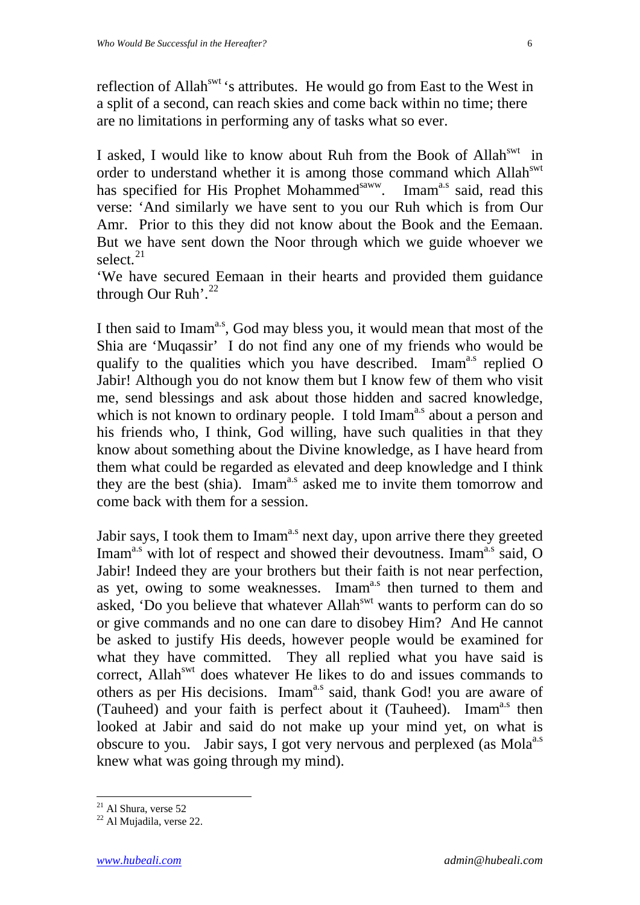reflection of Allah[swt] 's attributes. He would go from East to the West in a split of a second, can reach skies and come back within no time; there are no limitations in performing any of tasks what so ever.

I asked, I would like to know about Ruh from the Book of Allah[swt] in order to understand whether it is among those command which Allah[swt] has specified for His Prophet Mohammed[saww]. Imam[a.s] said, read this verse: 'And similarly we have sent to you our Ruh which is from Our Amr. Prior to this they did not know about the Book and the Eemaan. But we have sent down the Noor through which we guide whoever we select.[21]

'We have secured Eemaan in their hearts and provided them guidance through Our Ruh'.[22]

I then said to Imam[a.s], God may bless you, it would mean that most of the Shia are 'Muqassir' I do not find any one of my friends who would be qualify to the qualities which you have described. Imam[a.s] replied O Jabir! Although you do not know them but I know few of them who visit me, send blessings and ask about those hidden and sacred knowledge, which is not known to ordinary people. I told Imam[a.s] about a person and his friends who, I think, God willing, have such qualities in that they know about something about the Divine knowledge, as I have heard from them what could be regarded as elevated and deep knowledge and I think they are the best (shia). Imam[a.s] asked me to invite them tomorrow and come back with them for a session.

Jabir says, I took them to Imam[a.s] next day, upon arrive there they greeted Imam[a.s] with lot of respect and showed their devoutness. Imam[a.s] said, O Jabir! Indeed they are your brothers but their faith is not near perfection, as yet, owing to some weaknesses. Imam[a.s] then turned to them and asked, 'Do you believe that whatever Allah[swt] wants to perform can do so or give commands and no one can dare to disobey Him? And He cannot be asked to justify His deeds, however people would be examined for what they have committed. They all replied what you have said is correct, Allah[swt] does whatever He likes to do and issues commands to others as per His decisions. Imam[a.s] said, thank God! you are aware of (Tauheed) and your faith is perfect about it (Tauheed). Imam[a.s] then looked at Jabir and said do not make up your mind yet, on what is obscure to you. Jabir says, I got very nervous and perplexed (as Mola[a.s] knew what was going through my mind).

---

[21] Al Shura, verse 52

[22] Al Mujadila, verse 22.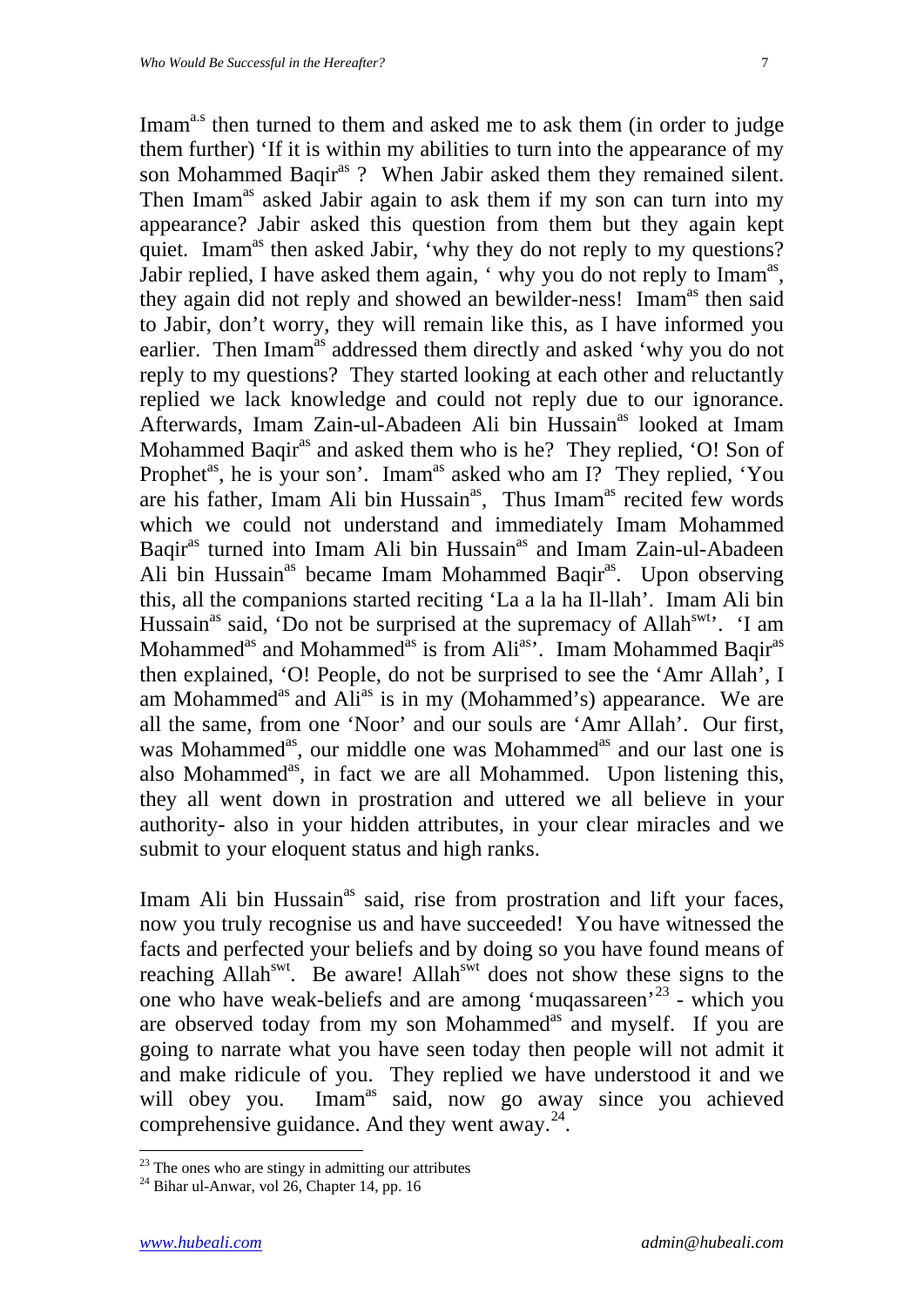Imam[a.s] then turned to them and asked me to ask them (in order to judge them further) 'If it is within my abilities to turn into the appearance of my son Mohammed Baqir[as] ? When Jabir asked them they remained silent. Then Imam[as] asked Jabir again to ask them if my son can turn into my appearance? Jabir asked this question from them but they again kept quiet. Imam[as] then asked Jabir, 'why they do not reply to my questions? Jabir replied, I have asked them again, ' why you do not reply to Imam[as], they again did not reply and showed an bewilder-ness! Imam[as] then said to Jabir, don't worry, they will remain like this, as I have informed you earlier. Then Imam[as] addressed them directly and asked 'why you do not reply to my questions? They started looking at each other and reluctantly replied we lack knowledge and could not reply due to our ignorance. Afterwards, Imam Zain-ul-Abadeen Ali bin Hussain[as] looked at Imam Mohammed Baqir[as] and asked them who is he? They replied, 'O! Son of Prophet[as], he is your son'. Imam[as] asked who am I? They replied, 'You are his father, Imam Ali bin Hussain[as], Thus Imam[as] recited few words which we could not understand and immediately Imam Mohammed Baqir[as] turned into Imam Ali bin Hussain[as] and Imam Zain-ul-Abadeen Ali bin Hussain[as] became Imam Mohammed Baqir[as]. Upon observing this, all the companions started reciting 'La a la ha Il-llah'. Imam Ali bin Hussain[as] said, 'Do not be surprised at the supremacy of Allah[swt]'. 'I am Mohammed[as] and Mohammed[as] is from Ali[as]'. Imam Mohammed Baqir[as] then explained, 'O! People, do not be surprised to see the 'Amr Allah', I am Mohammed[as] and Ali[as] is in my (Mohammed's) appearance. We are all the same, from one 'Noor' and our souls are 'Amr Allah'. Our first, was Mohammed[as], our middle one was Mohammed[as] and our last one is also Mohammed[as], in fact we are all Mohammed. Upon listening this, they all went down in prostration and uttered we all believe in your authority- also in your hidden attributes, in your clear miracles and we submit to your eloquent status and high ranks.

Imam Ali bin Hussain[as] said, rise from prostration and lift your faces, now you truly recognise us and have succeeded! You have witnessed the facts and perfected your beliefs and by doing so you have found means of reaching Allah[swt]. Be aware! Allah[swt] does not show these signs to the one who have weak-beliefs and are among 'muqassareen'[23] - which you are observed today from my son Mohammed[as] and myself. If you are going to narrate what you have seen today then people will not admit it and make ridicule of you. They replied we have understood it and we will obey you. Imam[as] said, now go away since you achieved comprehensive guidance. And they went away.[24].

---

[23] The ones who are stingy in admitting our attributes

[24] Bihar ul-Anwar, vol 26, Chapter 14, pp. 16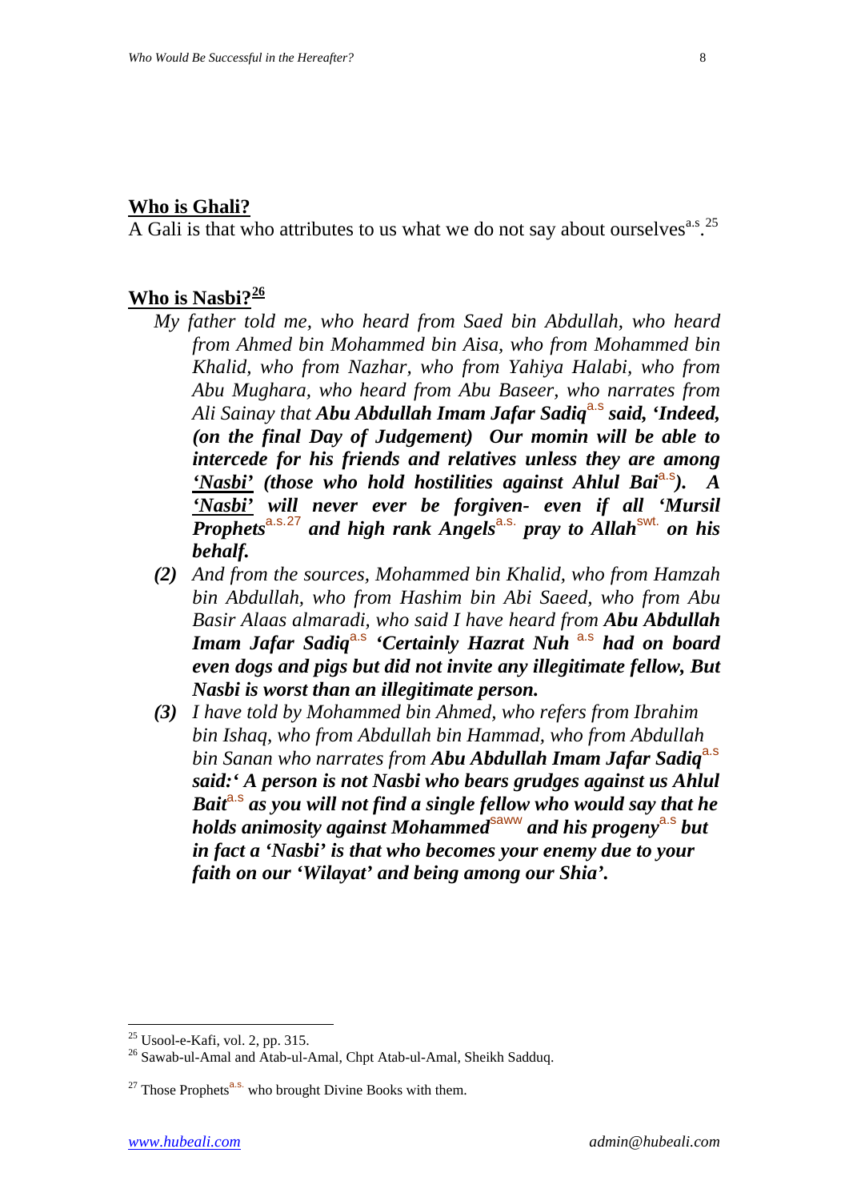## Who is Ghali?

A Gali is that who attributes to us what we do not say about ourselves[a.s].[25]

## Who is Nasbi?[26]

*My father told me, who heard from Saed bin Abdullah, who heard from Ahmed bin Mohammed bin Aisa, who from Mohammed bin Khalid, who from Nazhar, who from Yahiya Halabi, who from Abu Mughara, who heard from Abu Baseer, who narrates from Ali Sainay that* ***Abu Abdullah Imam Jafar Sadiq**[a.s]* ***said, 'Indeed, (on the final Day of Judgement) Our momin will be able to intercede for his friends and relatives unless they are among 'Nasbi' (those who hold hostilities against Ahlul Bai[a.s]). A 'Nasbi' will never ever be forgiven- even if all 'Mursil Prophets**[a.s.][27]* ***and high rank Angels**[a.s.]* ***pray to Allah**[swt.]* ***on his behalf.***

***(2)*** *And from the sources, Mohammed bin Khalid, who from Hamzah bin Abdullah, who from Hashim bin Abi Saeed, who from Abu Basir Alaas almaradi, who said I have heard from* ***Abu Abdullah Imam Jafar Sadiq**[a.s]* ***'Certainly Hazrat Nuh** [a.s]* ***had on board even dogs and pigs but did not invite any illegitimate fellow, But Nasbi is worst than an illegitimate person.***

***(3)*** *I have told by Mohammed bin Ahmed, who refers from Ibrahim bin Ishaq, who from Abdullah bin Hammad, who from Abdullah bin Sanan who narrates from* ***Abu Abdullah Imam Jafar Sadiq**[a.s]* ***said:' A person is not Nasbi who bears grudges against us Ahlul Bait**[a.s]* ***as you will not find a single fellow who would say that he holds animosity against Mohammed**[saww]* ***and his progeny**[a.s]* ***but in fact a 'Nasbi' is that who becomes your enemy due to your faith on our 'Wilayat' and being among our Shia'.***

---

[25] Usool-e-Kafi, vol. 2, pp. 315.

[26] Sawab-ul-Amal and Atab-ul-Amal, Chpt Atab-ul-Amal, Sheikh Sadduq.

[27] Those Prophets[a.s.] who brought Divine Books with them.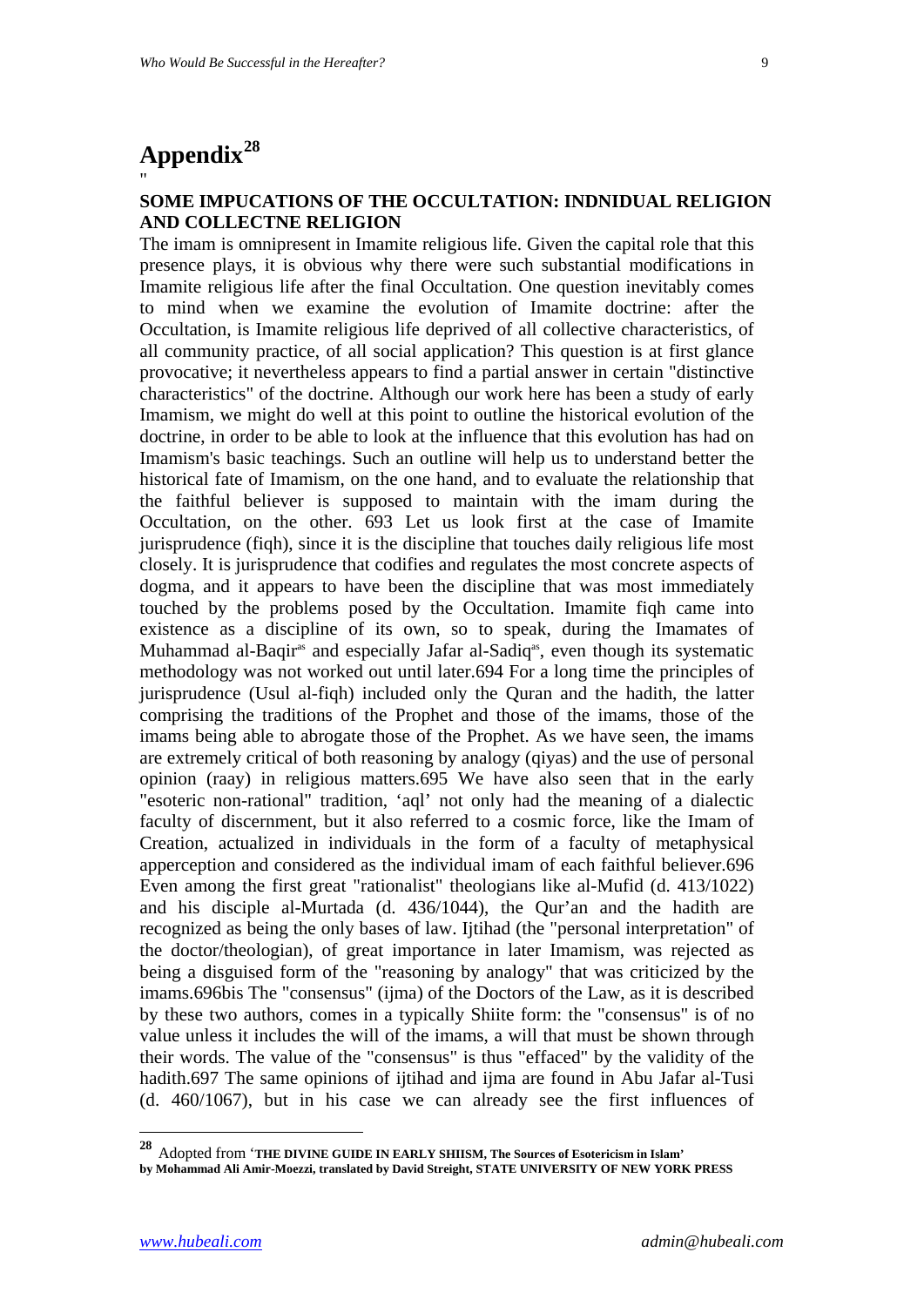# Appendix[28]

"

**SOME IMPUCATIONS OF THE OCCULTATION: INDNIDUAL RELIGION AND COLLECTNE RELIGION**

The imam is omnipresent in Imamite religious life. Given the capital role that this presence plays, it is obvious why there were such substantial modifications in Imamite religious life after the final Occultation. One question inevitably comes to mind when we examine the evolution of Imamite doctrine: after the Occultation, is Imamite religious life deprived of all collective characteristics, of all community practice, of all social application? This question is at first glance provocative; it nevertheless appears to find a partial answer in certain "distinctive characteristics" of the doctrine. Although our work here has been a study of early Imamism, we might do well at this point to outline the historical evolution of the doctrine, in order to be able to look at the influence that this evolution has had on Imamism's basic teachings. Such an outline will help us to understand better the historical fate of Imamism, on the one hand, and to evaluate the relationship that the faithful believer is supposed to maintain with the imam during the Occultation, on the other. 693 Let us look first at the case of Imamite jurisprudence (fiqh), since it is the discipline that touches daily religious life most closely. It is jurisprudence that codifies and regulates the most concrete aspects of dogma, and it appears to have been the discipline that was most immediately touched by the problems posed by the Occultation. Imamite fiqh came into existence as a discipline of its own, so to speak, during the Imamates of Muhammad al-Baqir[as] and especially Jafar al-Sadiq[as], even though its systematic methodology was not worked out until later.694 For a long time the principles of jurisprudence (Usul al-fiqh) included only the Quran and the hadith, the latter comprising the traditions of the Prophet and those of the imams, those of the imams being able to abrogate those of the Prophet. As we have seen, the imams are extremely critical of both reasoning by analogy (qiyas) and the use of personal opinion (raay) in religious matters.695 We have also seen that in the early "esoteric non-rational" tradition, 'aql' not only had the meaning of a dialectic faculty of discernment, but it also referred to a cosmic force, like the Imam of Creation, actualized in individuals in the form of a faculty of metaphysical apperception and considered as the individual imam of each faithful believer.696 Even among the first great "rationalist" theologians like al-Mufid (d. 413/1022) and his disciple al-Murtada (d. 436/1044), the Qur'an and the hadith are recognized as being the only bases of law. Ijtihad (the "personal interpretation" of the doctor/theologian), of great importance in later Imamism, was rejected as being a disguised form of the "reasoning by analogy" that was criticized by the imams.696bis The "consensus" (ijma) of the Doctors of the Law, as it is described by these two authors, comes in a typically Shiite form: the "consensus" is of no value unless it includes the will of the imams, a will that must be shown through their words. The value of the "consensus" is thus "effaced" by the validity of the hadith.697 The same opinions of ijtihad and ijma are found in Abu Jafar al-Tusi (d. 460/1067), but in his case we can already see the first influences of

---

[28] Adopted from '**THE DIVINE GUIDE IN EARLY SHIISM, The Sources of Esotericism in Islam' by Mohammad Ali Amir-Moezzi, translated by David Streight, STATE UNIVERSITY OF NEW YORK PRESS**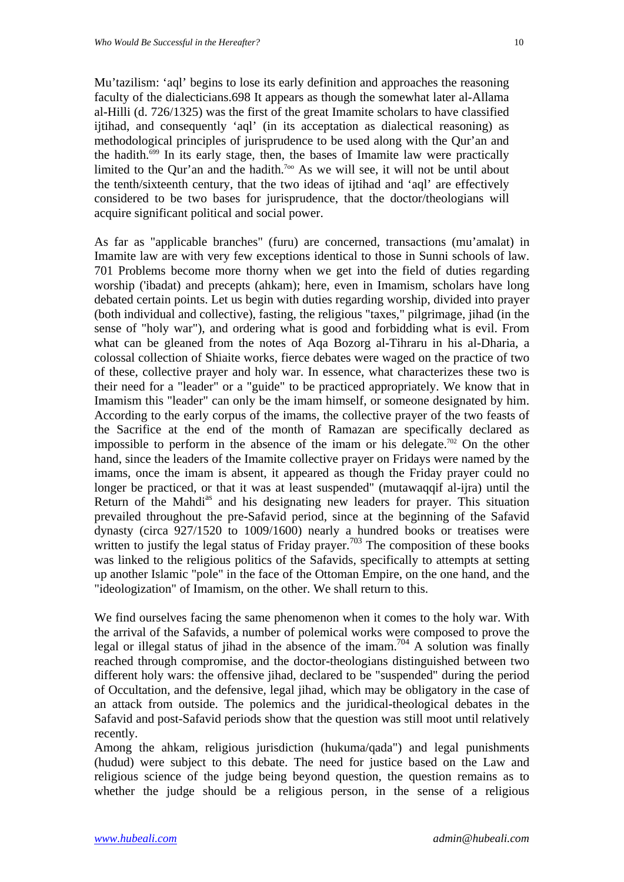Mu’tazilism: ‘aql’ begins to lose its early definition and approaches the reasoning faculty of the dialecticians.698 It appears as though the somewhat later al-Allama al-Hilli (d. 726/1325) was the first of the great Imamite scholars to have classified ijtihad, and consequently ‘aql’ (in its acceptation as dialectical reasoning) as methodological principles of jurisprudence to be used along with the Qur’an and the hadith.[699] In its early stage, then, the bases of Imamite law were practically limited to the Qur’an and the hadith.[700] As we will see, it will not be until about the tenth/sixteenth century, that the two ideas of ijtihad and ‘aql’ are effectively considered to be two bases for jurisprudence, that the doctor/theologians will acquire significant political and social power.

As far as "applicable branches" (furu) are concerned, transactions (mu’amalat) in Imamite law are with very few exceptions identical to those in Sunni schools of law. 701 Problems become more thorny when we get into the field of duties regarding worship ('ibadat) and precepts (ahkam); here, even in Imamism, scholars have long debated certain points. Let us begin with duties regarding worship, divided into prayer (both individual and collective), fasting, the religious "taxes," pilgrimage, jihad (in the sense of "holy war"), and ordering what is good and forbidding what is evil. From what can be gleaned from the notes of Aqa Bozorg al-Tihraru in his al-Dharia, a colossal collection of Shiaite works, fierce debates were waged on the practice of two of these, collective prayer and holy war. In essence, what characterizes these two is their need for a "leader" or a "guide" to be practiced appropriately. We know that in Imamism this "leader" can only be the imam himself, or someone designated by him. According to the early corpus of the imams, the collective prayer of the two feasts of the Sacrifice at the end of the month of Ramazan are specifically declared as impossible to perform in the absence of the imam or his delegate.[702] On the other hand, since the leaders of the Imamite collective prayer on Fridays were named by the imams, once the imam is absent, it appeared as though the Friday prayer could no longer be practiced, or that it was at least suspended" (mutawaqqif al-ijra) until the Return of the Mahdi[as] and his designating new leaders for prayer. This situation prevailed throughout the pre-Safavid period, since at the beginning of the Safavid dynasty (circa 927/1520 to 1009/1600) nearly a hundred books or treatises were written to justify the legal status of Friday prayer.[703] The composition of these books was linked to the religious politics of the Safavids, specifically to attempts at setting up another Islamic "pole" in the face of the Ottoman Empire, on the one hand, and the "ideologization" of Imamism, on the other. We shall return to this.

We find ourselves facing the same phenomenon when it comes to the holy war. With the arrival of the Safavids, a number of polemical works were composed to prove the legal or illegal status of jihad in the absence of the imam.[704] A solution was finally reached through compromise, and the doctor-theologians distinguished between two different holy wars: the offensive jihad, declared to be "suspended" during the period of Occultation, and the defensive, legal jihad, which may be obligatory in the case of an attack from outside. The polemics and the juridical-theological debates in the Safavid and post-Safavid periods show that the question was still moot until relatively recently.

Among the ahkam, religious jurisdiction (hukuma/qada") and legal punishments (hudud) were subject to this debate. The need for justice based on the Law and religious science of the judge being beyond question, the question remains as to whether the judge should be a religious person, in the sense of a religious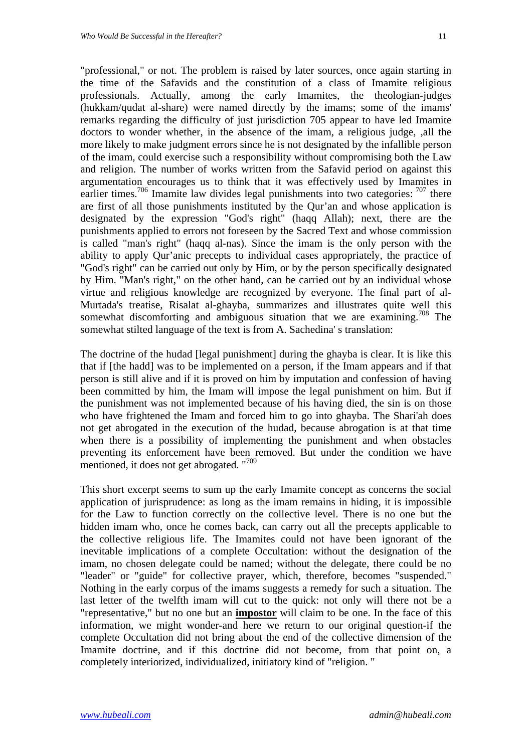"professional," or not. The problem is raised by later sources, once again starting in the time of the Safavids and the constitution of a class of Imamite religious professionals. Actually, among the early Imamites, the theologian-judges (hukkam/qudat al-share) were named directly by the imams; some of the imams' remarks regarding the difficulty of just jurisdiction 705 appear to have led Imamite doctors to wonder whether, in the absence of the imam, a religious judge, ,all the more likely to make judgment errors since he is not designated by the infallible person of the imam, could exercise such a responsibility without compromising both the Law and religion. The number of works written from the Safavid period on against this argumentation encourages us to think that it was effectively used by Imamites in earlier times.[706] Imamite law divides legal punishments into two categories: [707] there are first of all those punishments instituted by the Qur'an and whose application is designated by the expression "God's right" (haqq Allah); next, there are the punishments applied to errors not foreseen by the Sacred Text and whose commission is called "man's right" (haqq al-nas). Since the imam is the only person with the ability to apply Qur'anic precepts to individual cases appropriately, the practice of "God's right" can be carried out only by Him, or by the person specifically designated by Him. "Man's right," on the other hand, can be carried out by an individual whose virtue and religious knowledge are recognized by everyone. The final part of al-Murtada's treatise, Risalat al-ghayba, summarizes and illustrates quite well this somewhat discomforting and ambiguous situation that we are examining.[708] The somewhat stilted language of the text is from A. Sachedina' s translation:

The doctrine of the hudad [legal punishment] during the ghayba is clear. It is like this that if [the hadd] was to be implemented on a person, if the Imam appears and if that person is still alive and if it is proved on him by imputation and confession of having been committed by him, the Imam will impose the legal punishment on him. But if the punishment was not implemented because of his having died, the sin is on those who have frightened the Imam and forced him to go into ghayba. The Shari'ah does not get abrogated in the execution of the hudad, because abrogation is at that time when there is a possibility of implementing the punishment and when obstacles preventing its enforcement have been removed. But under the condition we have mentioned, it does not get abrogated. "[709]

This short excerpt seems to sum up the early Imamite concept as concerns the social application of jurisprudence: as long as the imam remains in hiding, it is impossible for the Law to function correctly on the collective level. There is no one but the hidden imam who, once he comes back, can carry out all the precepts applicable to the collective religious life. The Imamites could not have been ignorant of the inevitable implications of a complete Occultation: without the designation of the imam, no chosen delegate could be named; without the delegate, there could be no "leader" or "guide" for collective prayer, which, therefore, becomes "suspended." Nothing in the early corpus of the imams suggests a remedy for such a situation. The last letter of the twelfth imam will cut to the quick: not only will there not be a "representative," but no one but an **impostor** will claim to be one. In the face of this information, we might wonder-and here we return to our original question-if the complete Occultation did not bring about the end of the collective dimension of the Imamite doctrine, and if this doctrine did not become, from that point on, a completely interiorized, individualized, initiatory kind of "religion. "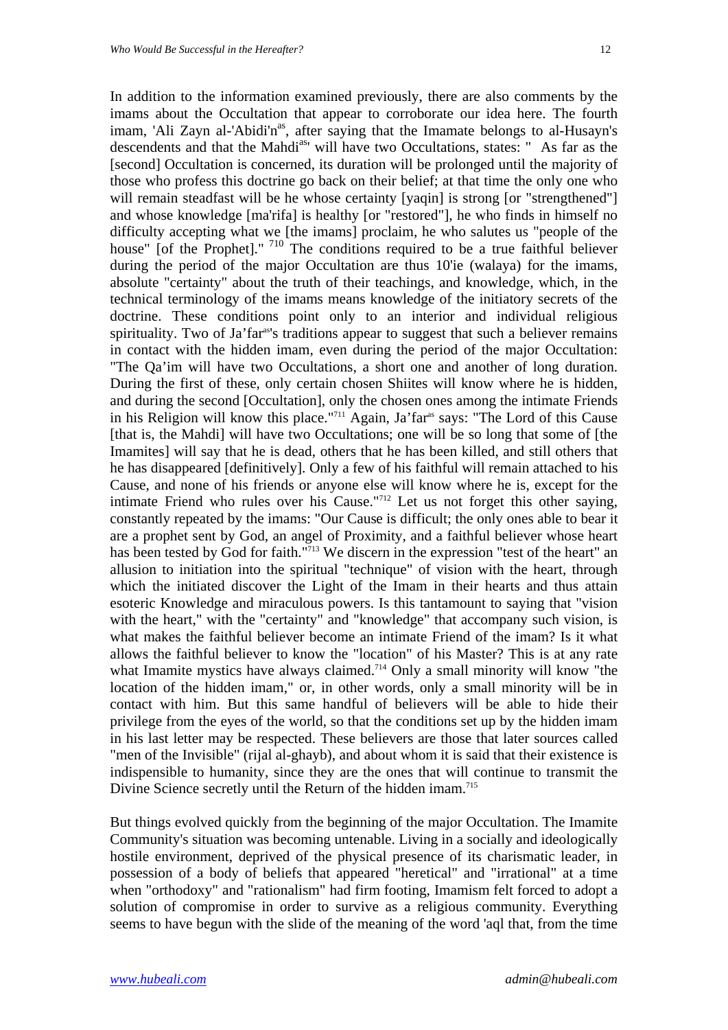In addition to the information examined previously, there are also comments by the imams about the Occultation that appear to corroborate our idea here. The fourth imam, 'Ali Zayn al-'Abidi'n[as], after saying that the Imamate belongs to al-Husayn's descendents and that the Mahdi[as] will have two Occultations, states: " As far as the [second] Occultation is concerned, its duration will be prolonged until the majority of those who profess this doctrine go back on their belief; at that time the only one who will remain steadfast will be he whose certainty [yaqin] is strong [or "strengthened"] and whose knowledge [ma'rifa] is healthy [or "restored"], he who finds in himself no difficulty accepting what we [the imams] proclaim, he who salutes us "people of the house" [of the Prophet]." [710] The conditions required to be a true faithful believer during the period of the major Occultation are thus 10'ie (walaya) for the imams, absolute "certainty" about the truth of their teachings, and knowledge, which, in the technical terminology of the imams means knowledge of the initiatory secrets of the doctrine. These conditions point only to an interior and individual religious spirituality. Two of Ja'far[as]'s traditions appear to suggest that such a believer remains in contact with the hidden imam, even during the period of the major Occultation: "The Qa'im will have two Occultations, a short one and another of long duration. During the first of these, only certain chosen Shiites will know where he is hidden, and during the second [Occultation], only the chosen ones among the intimate Friends in his Religion will know this place."[711] Again, Ja'far[as] says: "The Lord of this Cause [that is, the Mahdi] will have two Occultations; one will be so long that some of [the Imamites] will say that he is dead, others that he has been killed, and still others that he has disappeared [definitively]. Only a few of his faithful will remain attached to his Cause, and none of his friends or anyone else will know where he is, except for the intimate Friend who rules over his Cause."[712] Let us not forget this other saying, constantly repeated by the imams: "Our Cause is difficult; the only ones able to bear it are a prophet sent by God, an angel of Proximity, and a faithful believer whose heart has been tested by God for faith."[713] We discern in the expression "test of the heart" an allusion to initiation into the spiritual "technique" of vision with the heart, through which the initiated discover the Light of the Imam in their hearts and thus attain esoteric Knowledge and miraculous powers. Is this tantamount to saying that "vision with the heart," with the "certainty" and "knowledge" that accompany such vision, is what makes the faithful believer become an intimate Friend of the imam? Is it what allows the faithful believer to know the "location" of his Master? This is at any rate what Imamite mystics have always claimed.[714] Only a small minority will know "the location of the hidden imam," or, in other words, only a small minority will be in contact with him. But this same handful of believers will be able to hide their privilege from the eyes of the world, so that the conditions set up by the hidden imam in his last letter may be respected. These believers are those that later sources called "men of the Invisible" (rijal al-ghayb), and about whom it is said that their existence is indispensable to humanity, since they are the ones that will continue to transmit the Divine Science secretly until the Return of the hidden imam.[715]

But things evolved quickly from the beginning of the major Occultation. The Imamite Community's situation was becoming untenable. Living in a socially and ideologically hostile environment, deprived of the physical presence of its charismatic leader, in possession of a body of beliefs that appeared "heretical" and "irrational" at a time when "orthodoxy" and "rationalism" had firm footing, Imamism felt forced to adopt a solution of compromise in order to survive as a religious community. Everything seems to have begun with the slide of the meaning of the word 'aql that, from the time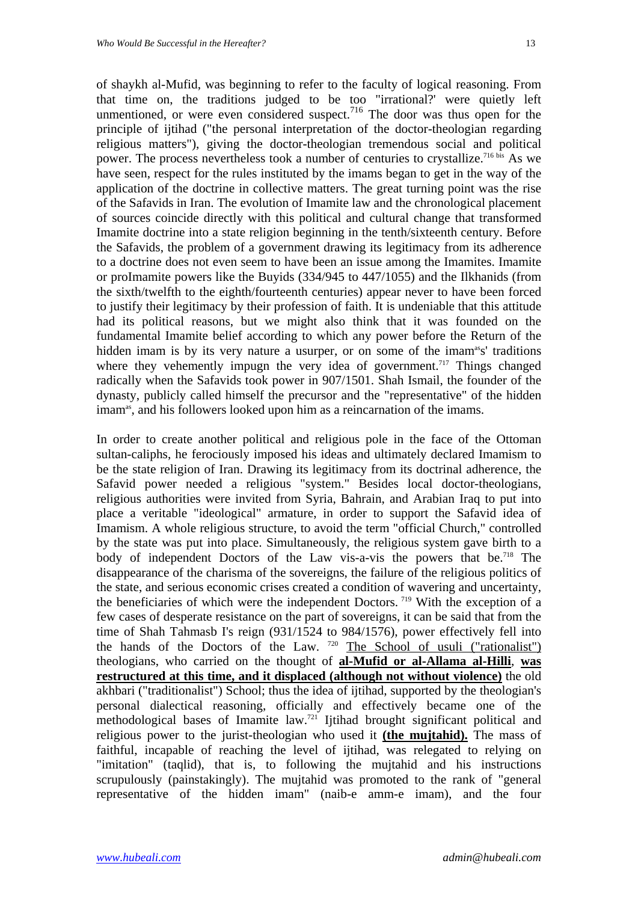of shaykh al-Mufid, was beginning to refer to the faculty of logical reasoning. From that time on, the traditions judged to be too "irrational?' were quietly left unmentioned, or were even considered suspect.[716] The door was thus open for the principle of ijtihad ("the personal interpretation of the doctor-theologian regarding religious matters"), giving the doctor-theologian tremendous social and political power. The process nevertheless took a number of centuries to crystallize.[716 bis] As we have seen, respect for the rules instituted by the imams began to get in the way of the application of the doctrine in collective matters. The great turning point was the rise of the Safavids in Iran. The evolution of Imamite law and the chronological placement of sources coincide directly with this political and cultural change that transformed Imamite doctrine into a state religion beginning in the tenth/sixteenth century. Before the Safavids, the problem of a government drawing its legitimacy from its adherence to a doctrine does not even seem to have been an issue among the Imamites. Imamite or proImamite powers like the Buyids (334/945 to 447/1055) and the Ilkhanids (from the sixth/twelfth to the eighth/fourteenth centuries) appear never to have been forced to justify their legitimacy by their profession of faith. It is undeniable that this attitude had its political reasons, but we might also think that it was founded on the fundamental Imamite belief according to which any power before the Return of the hidden imam is by its very nature a usurper, or on some of the imam[as]s' traditions where they vehemently impugn the very idea of government.[717] Things changed radically when the Safavids took power in 907/1501. Shah Ismail, the founder of the dynasty, publicly called himself the precursor and the "representative" of the hidden imam[as], and his followers looked upon him as a reincarnation of the imams.

In order to create another political and religious pole in the face of the Ottoman sultan-caliphs, he ferociously imposed his ideas and ultimately declared Imamism to be the state religion of Iran. Drawing its legitimacy from its doctrinal adherence, the Safavid power needed a religious "system." Besides local doctor-theologians, religious authorities were invited from Syria, Bahrain, and Arabian Iraq to put into place a veritable "ideological" armature, in order to support the Safavid idea of Imamism. A whole religious structure, to avoid the term "official Church," controlled by the state was put into place. Simultaneously, the religious system gave birth to a body of independent Doctors of the Law vis-a-vis the powers that be.[718] The disappearance of the charisma of the sovereigns, the failure of the religious politics of the state, and serious economic crises created a condition of wavering and uncertainty, the beneficiaries of which were the independent Doctors.[719] With the exception of a few cases of desperate resistance on the part of sovereigns, it can be said that from the time of Shah Tahmasb I's reign (931/1524 to 984/1576), power effectively fell into the hands of the Doctors of the Law.[720] <u>The School of usuli ("rationalist") theologians, who carried on the thought of</u> **<u>al-Mufid or al-Allama al-Hilli</u>**, **<u>was restructured at this time, and it displaced (although not without violence)</u>** the old akhbari ("traditionalist") School; thus the idea of ijtihad, supported by the theologian's personal dialectical reasoning, officially and effectively became one of the methodological bases of Imamite law.[721] Ijtihad brought significant political and religious power to the jurist-theologian who used it **<u>(the mujtahid).</u>** The mass of faithful, incapable of reaching the level of ijtihad, was relegated to relying on "imitation" (taqlid), that is, to following the mujtahid and his instructions scrupulously (painstakingly). The mujtahid was promoted to the rank of "general representative of the hidden imam" (naib-e amm-e imam), and the four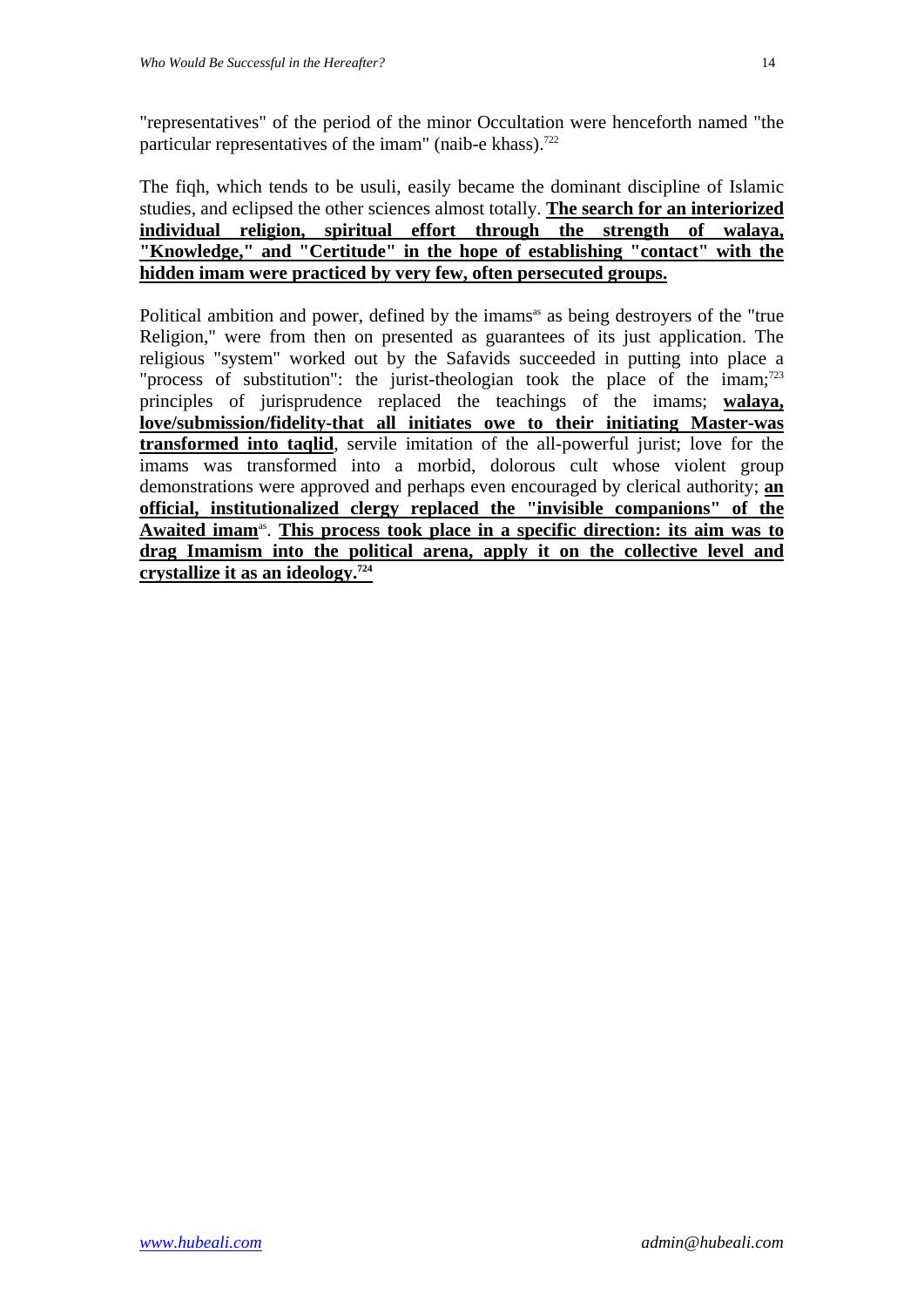"representatives" of the period of the minor Occultation were henceforth named "the particular representatives of the imam" (naib-e khass).[722]

The fiqh, which tends to be usuli, easily became the dominant discipline of Islamic studies, and eclipsed the other sciences almost totally. **The search for an interiorized individual religion, spiritual effort through the strength of walaya, "Knowledge," and "Certitude" in the hope of establishing "contact" with the hidden imam were practiced by very few, often persecuted groups.**

Political ambition and power, defined by the imams[as] as being destroyers of the "true Religion," were from then on presented as guarantees of its just application. The religious "system" worked out by the Safavids succeeded in putting into place a "process of substitution": the jurist-theologian took the place of the imam;[723] principles of jurisprudence replaced the teachings of the imams; **walaya, love/submission/fidelity-that all initiates owe to their initiating Master-was transformed into taqlid**, servile imitation of the all-powerful jurist; love for the imams was transformed into a morbid, dolorous cult whose violent group demonstrations were approved and perhaps even encouraged by clerical authority; **an official, institutionalized clergy replaced the "invisible companions" of the Awaited imam**[as]. **This process took place in a specific direction: its aim was to drag Imamism into the political arena, apply it on the collective level and crystallize it as an ideology.**[724]